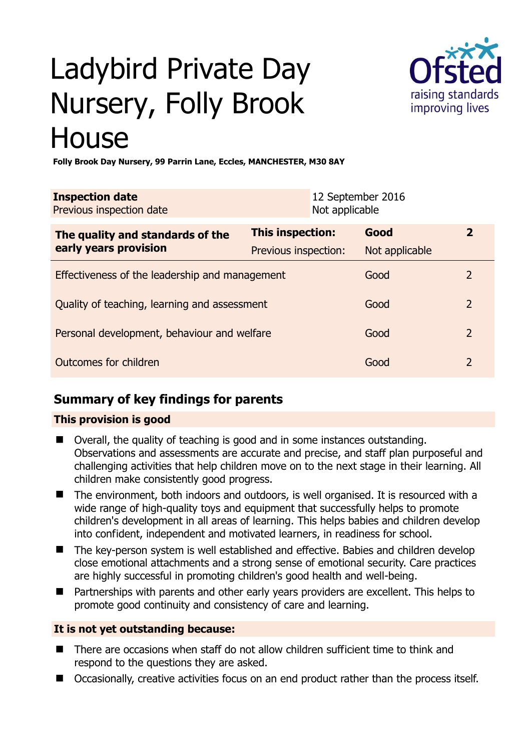# Ladybird Private Day Nursery, Folly Brook House

**Folly Brook Day Nursery, 99 Parrin Lane, Eccles, MANCHESTER, M30 8AY**

| **Inspection date** | 12 September 2016 |
|---|---|
| Previous inspection date | Not applicable |

| **The quality and standards of the early years provision** | **This inspection:** | **Good** | **2** |
|---|---|---|---|
| | Previous inspection: | Not applicable | |
| Effectiveness of the leadership and management | | Good | 2 |
| Quality of teaching, learning and assessment | | Good | 2 |
| Personal development, behaviour and welfare | | Good | 2 |
| Outcomes for children | | Good | 2 |

## Summary of key findings for parents

**This provision is good**

- Overall, the quality of teaching is good and in some instances outstanding. Observations and assessments are accurate and precise, and staff plan purposeful and challenging activities that help children move on to the next stage in their learning. All children make consistently good progress.
- The environment, both indoors and outdoors, is well organised. It is resourced with a wide range of high-quality toys and equipment that successfully helps to promote children's development in all areas of learning. This helps babies and children develop into confident, independent and motivated learners, in readiness for school.
- The key-person system is well established and effective. Babies and children develop close emotional attachments and a strong sense of emotional security. Care practices are highly successful in promoting children's good health and well-being.
- Partnerships with parents and other early years providers are excellent. This helps to promote good continuity and consistency of care and learning.

**It is not yet outstanding because:**

- There are occasions when staff do not allow children sufficient time to think and respond to the questions they are asked.
- Occasionally, creative activities focus on an end product rather than the process itself.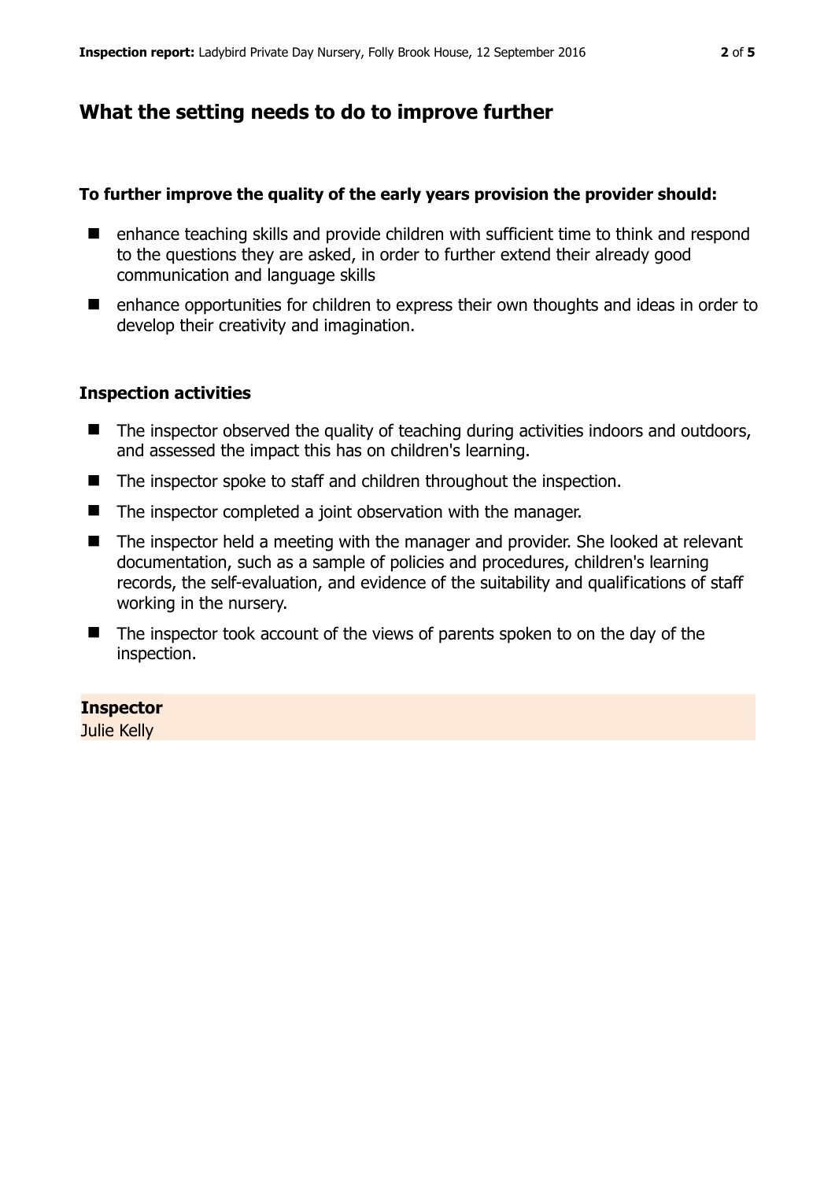## What the setting needs to do to improve further

**To further improve the quality of the early years provision the provider should:**

- enhance teaching skills and provide children with sufficient time to think and respond to the questions they are asked, in order to further extend their already good communication and language skills
- enhance opportunities for children to express their own thoughts and ideas in order to develop their creativity and imagination.

### Inspection activities

- The inspector observed the quality of teaching during activities indoors and outdoors, and assessed the impact this has on children's learning.
- The inspector spoke to staff and children throughout the inspection.
- The inspector completed a joint observation with the manager.
- The inspector held a meeting with the manager and provider. She looked at relevant documentation, such as a sample of policies and procedures, children's learning records, the self-evaluation, and evidence of the suitability and qualifications of staff working in the nursery.
- The inspector took account of the views of parents spoken to on the day of the inspection.

**Inspector**
Julie Kelly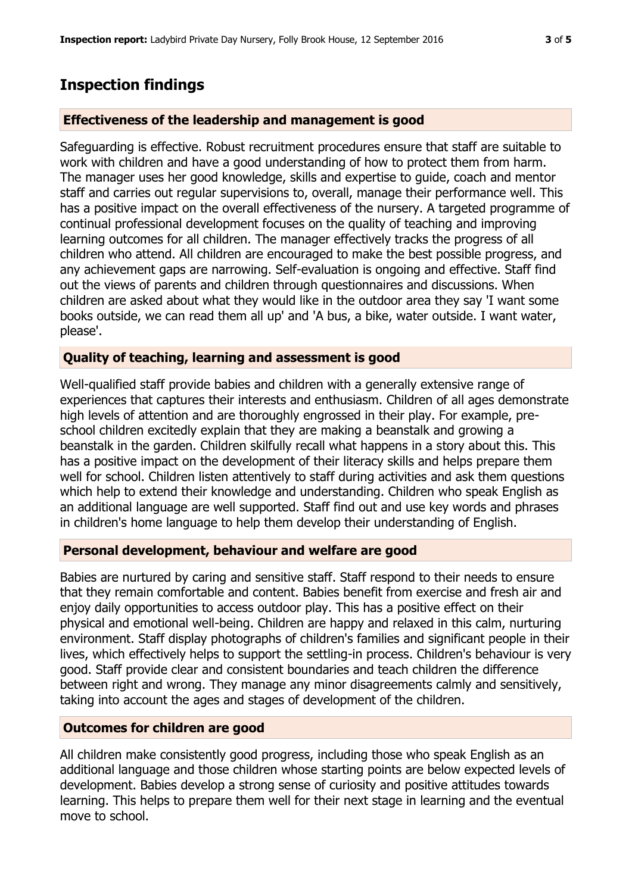## Inspection findings

### Effectiveness of the leadership and management is good

Safeguarding is effective. Robust recruitment procedures ensure that staff are suitable to work with children and have a good understanding of how to protect them from harm. The manager uses her good knowledge, skills and expertise to guide, coach and mentor staff and carries out regular supervisions to, overall, manage their performance well. This has a positive impact on the overall effectiveness of the nursery. A targeted programme of continual professional development focuses on the quality of teaching and improving learning outcomes for all children. The manager effectively tracks the progress of all children who attend. All children are encouraged to make the best possible progress, and any achievement gaps are narrowing. Self-evaluation is ongoing and effective. Staff find out the views of parents and children through questionnaires and discussions. When children are asked about what they would like in the outdoor area they say 'I want some books outside, we can read them all up' and 'A bus, a bike, water outside. I want water, please'.

### Quality of teaching, learning and assessment is good

Well-qualified staff provide babies and children with a generally extensive range of experiences that captures their interests and enthusiasm. Children of all ages demonstrate high levels of attention and are thoroughly engrossed in their play. For example, pre-school children excitedly explain that they are making a beanstalk and growing a beanstalk in the garden. Children skilfully recall what happens in a story about this. This has a positive impact on the development of their literacy skills and helps prepare them well for school. Children listen attentively to staff during activities and ask them questions which help to extend their knowledge and understanding. Children who speak English as an additional language are well supported. Staff find out and use key words and phrases in children's home language to help them develop their understanding of English.

### Personal development, behaviour and welfare are good

Babies are nurtured by caring and sensitive staff. Staff respond to their needs to ensure that they remain comfortable and content. Babies benefit from exercise and fresh air and enjoy daily opportunities to access outdoor play. This has a positive effect on their physical and emotional well-being. Children are happy and relaxed in this calm, nurturing environment. Staff display photographs of children's families and significant people in their lives, which effectively helps to support the settling-in process. Children's behaviour is very good. Staff provide clear and consistent boundaries and teach children the difference between right and wrong. They manage any minor disagreements calmly and sensitively, taking into account the ages and stages of development of the children.

### Outcomes for children are good

All children make consistently good progress, including those who speak English as an additional language and those children whose starting points are below expected levels of development. Babies develop a strong sense of curiosity and positive attitudes towards learning. This helps to prepare them well for their next stage in learning and the eventual move to school.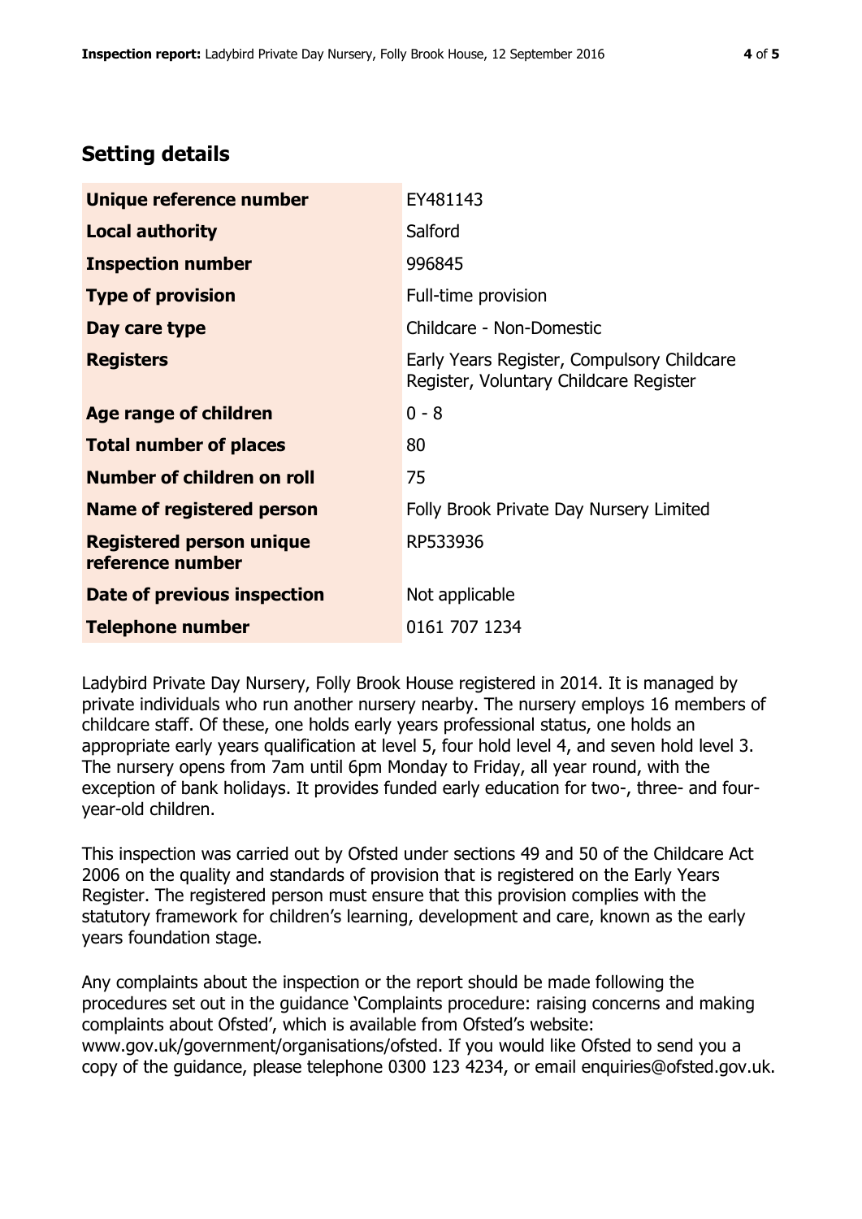## Setting details

| | |
|---|---|
| **Unique reference number** | EY481143 |
| **Local authority** | Salford |
| **Inspection number** | 996845 |
| **Type of provision** | Full-time provision |
| **Day care type** | Childcare - Non-Domestic |
| **Registers** | Early Years Register, Compulsory Childcare Register, Voluntary Childcare Register |
| **Age range of children** | 0 - 8 |
| **Total number of places** | 80 |
| **Number of children on roll** | 75 |
| **Name of registered person** | Folly Brook Private Day Nursery Limited |
| **Registered person unique reference number** | RP533936 |
| **Date of previous inspection** | Not applicable |
| **Telephone number** | 0161 707 1234 |

Ladybird Private Day Nursery, Folly Brook House registered in 2014. It is managed by private individuals who run another nursery nearby. The nursery employs 16 members of childcare staff. Of these, one holds early years professional status, one holds an appropriate early years qualification at level 5, four hold level 4, and seven hold level 3. The nursery opens from 7am until 6pm Monday to Friday, all year round, with the exception of bank holidays. It provides funded early education for two-, three- and four-year-old children.

This inspection was carried out by Ofsted under sections 49 and 50 of the Childcare Act 2006 on the quality and standards of provision that is registered on the Early Years Register. The registered person must ensure that this provision complies with the statutory framework for children's learning, development and care, known as the early years foundation stage.

Any complaints about the inspection or the report should be made following the procedures set out in the guidance 'Complaints procedure: raising concerns and making complaints about Ofsted', which is available from Ofsted's website: www.gov.uk/government/organisations/ofsted. If you would like Ofsted to send you a copy of the guidance, please telephone 0300 123 4234, or email enquiries@ofsted.gov.uk.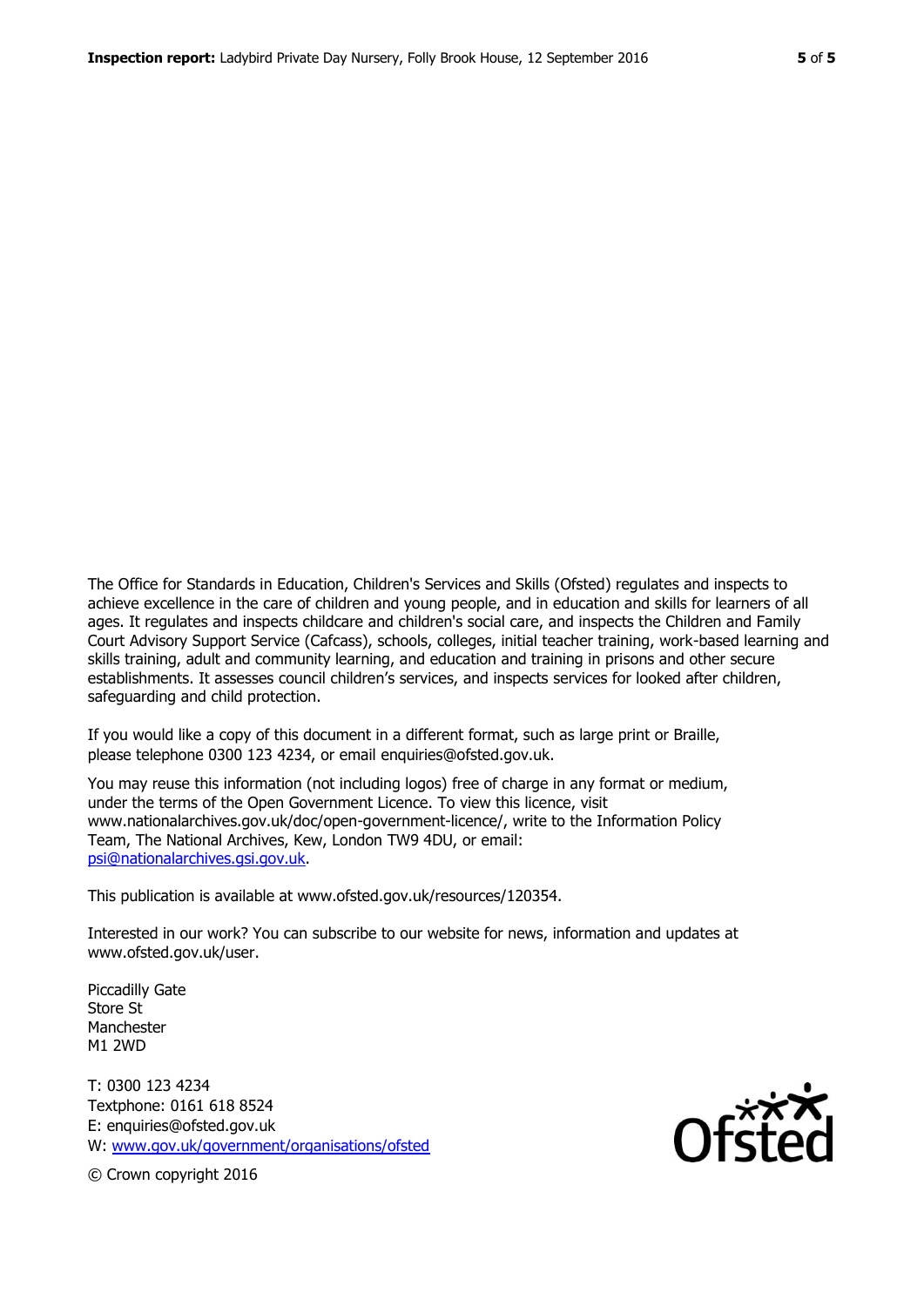The Office for Standards in Education, Children's Services and Skills (Ofsted) regulates and inspects to achieve excellence in the care of children and young people, and in education and skills for learners of all ages. It regulates and inspects childcare and children's social care, and inspects the Children and Family Court Advisory Support Service (Cafcass), schools, colleges, initial teacher training, work-based learning and skills training, adult and community learning, and education and training in prisons and other secure establishments. It assesses council children's services, and inspects services for looked after children, safeguarding and child protection.

If you would like a copy of this document in a different format, such as large print or Braille, please telephone 0300 123 4234, or email enquiries@ofsted.gov.uk.

You may reuse this information (not including logos) free of charge in any format or medium, under the terms of the Open Government Licence. To view this licence, visit www.nationalarchives.gov.uk/doc/open-government-licence/, write to the Information Policy Team, The National Archives, Kew, London TW9 4DU, or email: psi@nationalarchives.gsi.gov.uk.

This publication is available at www.ofsted.gov.uk/resources/120354.

Interested in our work? You can subscribe to our website for news, information and updates at www.ofsted.gov.uk/user.

Piccadilly Gate
Store St
Manchester
M1 2WD

T: 0300 123 4234
Textphone: 0161 618 8524
E: enquiries@ofsted.gov.uk
W: www.gov.uk/government/organisations/ofsted

© Crown copyright 2016